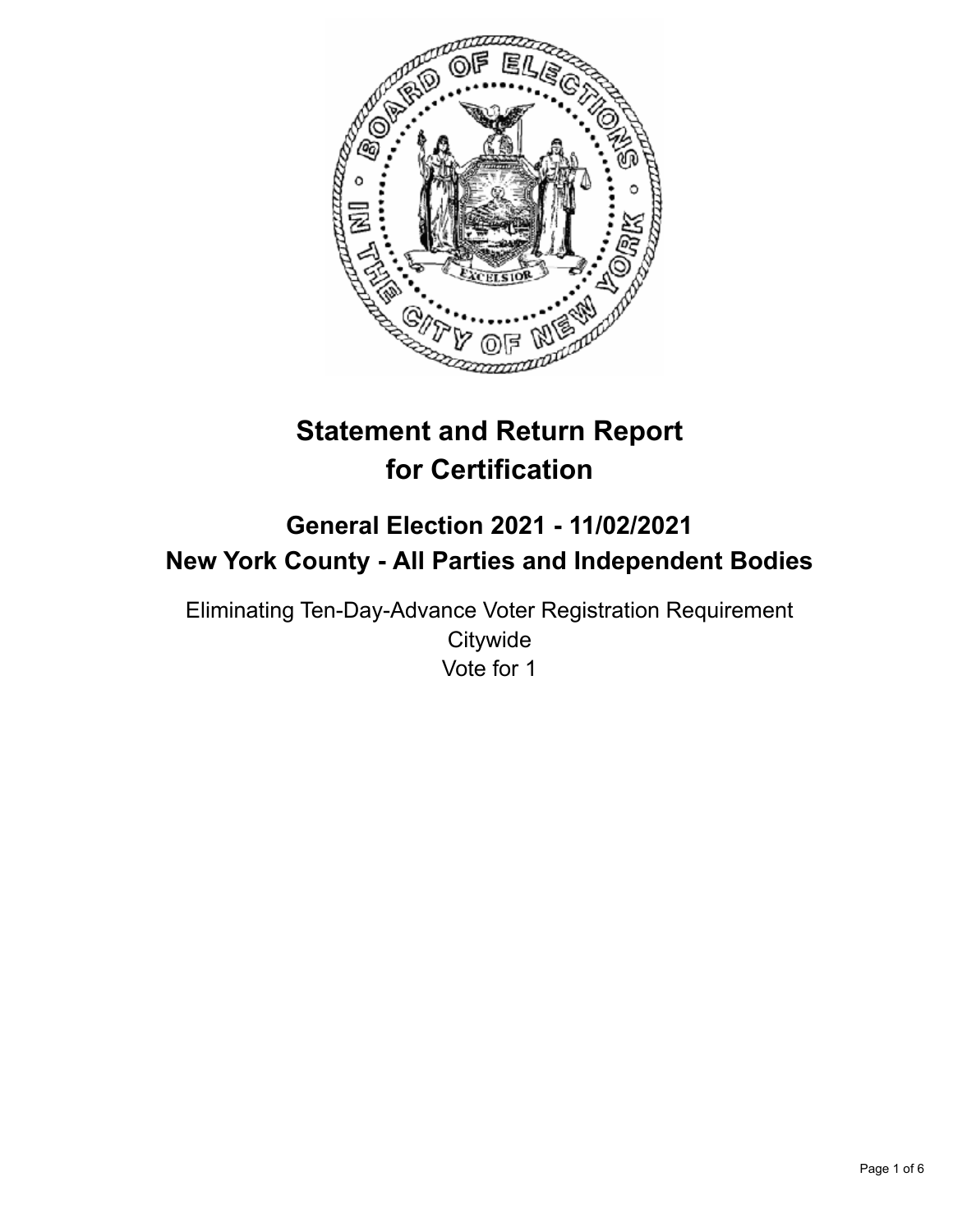# Statement and Return Report for Certification

## General Election 2021 - 11/02/2021
## New York County - All Parties and Independent Bodies

Eliminating Ten-Day-Advance Voter Registration Requirement
Citywide
Vote for 1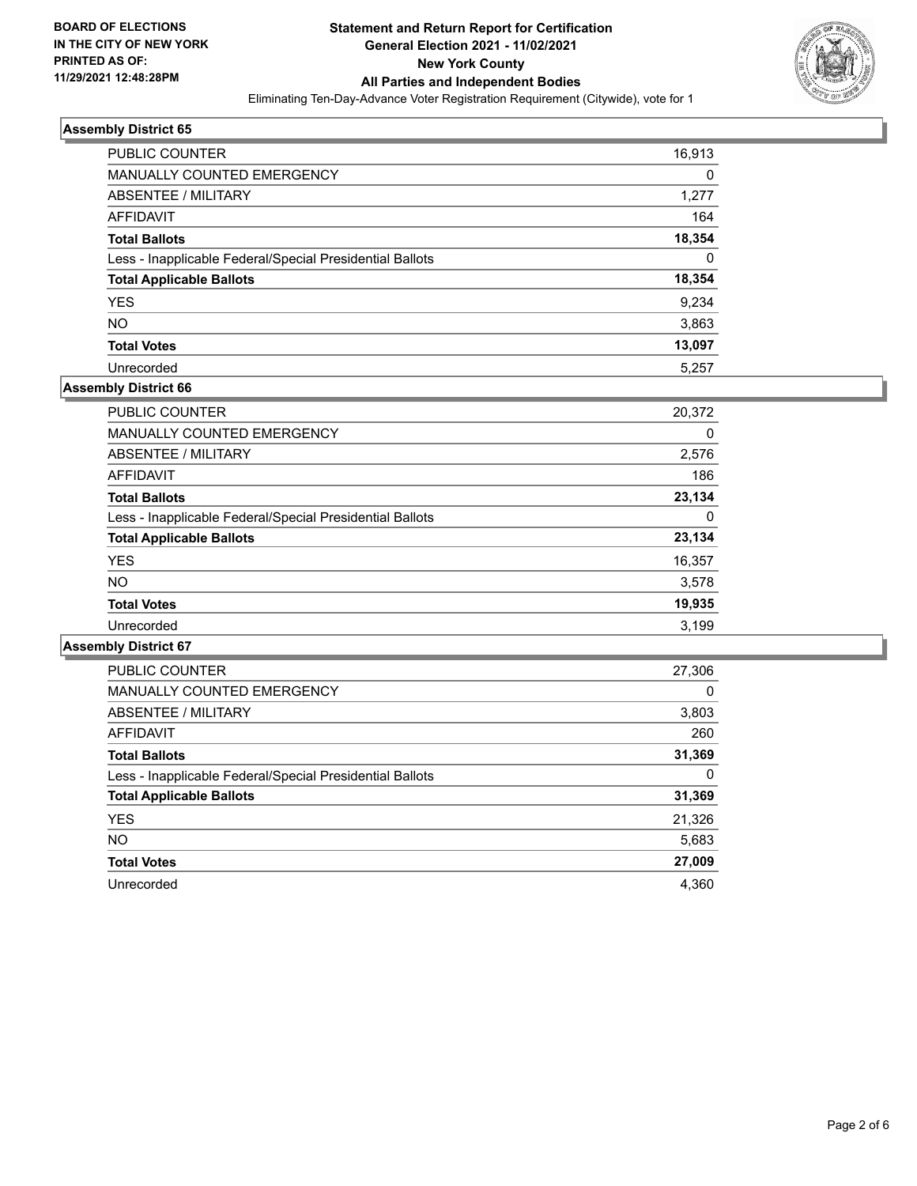**BOARD OF ELECTIONS IN THE CITY OF NEW YORK PRINTED AS OF: 11/29/2021 12:48:28PM**

# Statement and Return Report for Certification General Election 2021 - 11/02/2021 New York County All Parties and Independent Bodies

Eliminating Ten-Day-Advance Voter Registration Requirement (Citywide), vote for 1

## Assembly District 65

| | |
|---|---|
| PUBLIC COUNTER | 16,913 |
| MANUALLY COUNTED EMERGENCY | 0 |
| ABSENTEE / MILITARY | 1,277 |
| AFFIDAVIT | 164 |
| **Total Ballots** | **18,354** |
| Less - Inapplicable Federal/Special Presidential Ballots | 0 |
| **Total Applicable Ballots** | **18,354** |
| YES | 9,234 |
| NO | 3,863 |
| **Total Votes** | **13,097** |
| Unrecorded | 5,257 |

## Assembly District 66

| | |
|---|---|
| PUBLIC COUNTER | 20,372 |
| MANUALLY COUNTED EMERGENCY | 0 |
| ABSENTEE / MILITARY | 2,576 |
| AFFIDAVIT | 186 |
| **Total Ballots** | **23,134** |
| Less - Inapplicable Federal/Special Presidential Ballots | 0 |
| **Total Applicable Ballots** | **23,134** |
| YES | 16,357 |
| NO | 3,578 |
| **Total Votes** | **19,935** |
| Unrecorded | 3,199 |

## Assembly District 67

| | |
|---|---|
| PUBLIC COUNTER | 27,306 |
| MANUALLY COUNTED EMERGENCY | 0 |
| ABSENTEE / MILITARY | 3,803 |
| AFFIDAVIT | 260 |
| **Total Ballots** | **31,369** |
| Less - Inapplicable Federal/Special Presidential Ballots | 0 |
| **Total Applicable Ballots** | **31,369** |
| YES | 21,326 |
| NO | 5,683 |
| **Total Votes** | **27,009** |
| Unrecorded | 4,360 |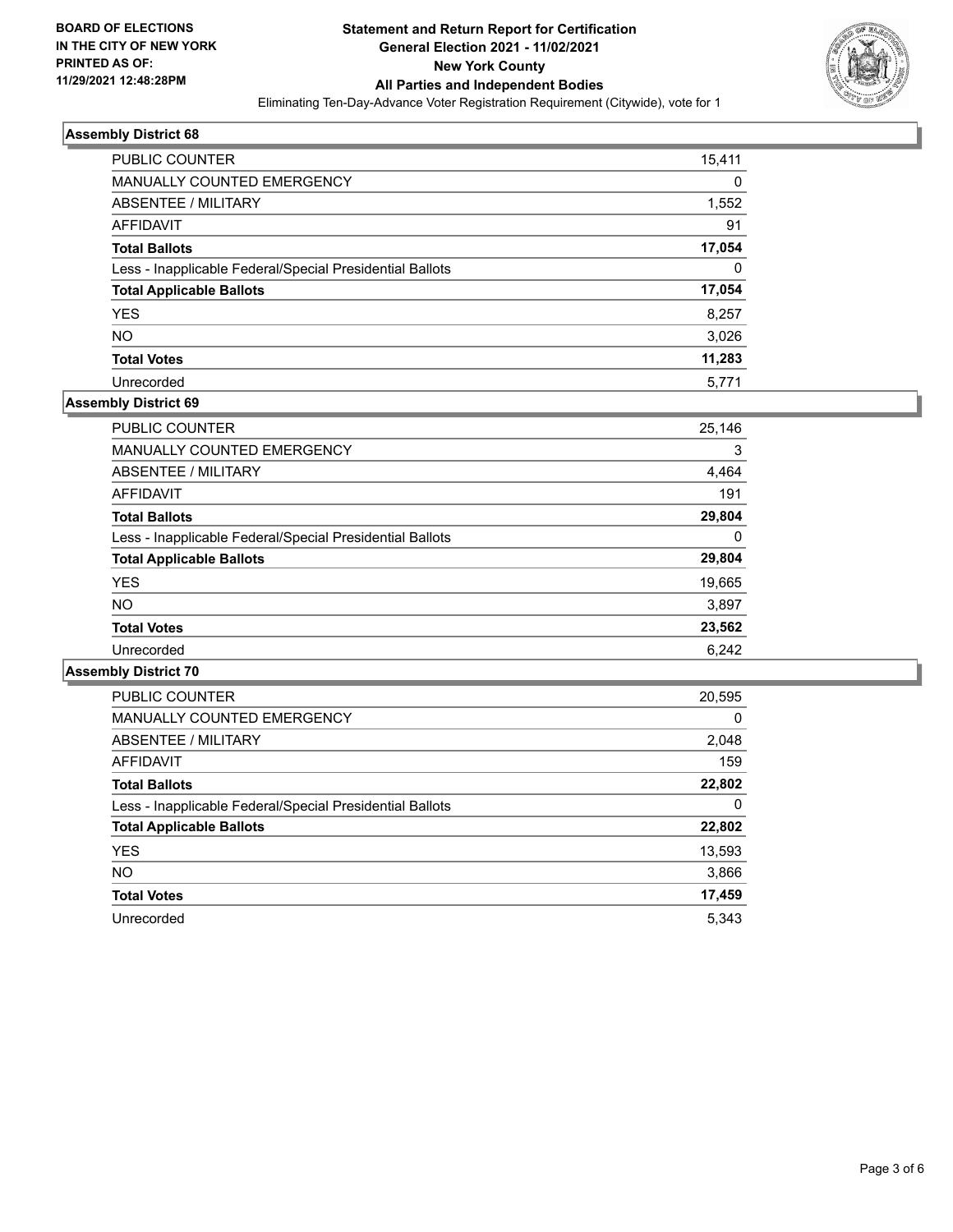**BOARD OF ELECTIONS IN THE CITY OF NEW YORK PRINTED AS OF: 11/29/2021 12:48:28PM**

# Statement and Return Report for Certification
## General Election 2021 - 11/02/2021
## New York County
## All Parties and Independent Bodies

Eliminating Ten-Day-Advance Voter Registration Requirement (Citywide), vote for 1

### Assembly District 68

| | |
|---|---|
| PUBLIC COUNTER | 15,411 |
| MANUALLY COUNTED EMERGENCY | 0 |
| ABSENTEE / MILITARY | 1,552 |
| AFFIDAVIT | 91 |
| **Total Ballots** | **17,054** |
| Less - Inapplicable Federal/Special Presidential Ballots | 0 |
| **Total Applicable Ballots** | **17,054** |
| YES | 8,257 |
| NO | 3,026 |
| **Total Votes** | **11,283** |
| Unrecorded | 5,771 |

### Assembly District 69

| | |
|---|---|
| PUBLIC COUNTER | 25,146 |
| MANUALLY COUNTED EMERGENCY | 3 |
| ABSENTEE / MILITARY | 4,464 |
| AFFIDAVIT | 191 |
| **Total Ballots** | **29,804** |
| Less - Inapplicable Federal/Special Presidential Ballots | 0 |
| **Total Applicable Ballots** | **29,804** |
| YES | 19,665 |
| NO | 3,897 |
| **Total Votes** | **23,562** |
| Unrecorded | 6,242 |

### Assembly District 70

| | |
|---|---|
| PUBLIC COUNTER | 20,595 |
| MANUALLY COUNTED EMERGENCY | 0 |
| ABSENTEE / MILITARY | 2,048 |
| AFFIDAVIT | 159 |
| **Total Ballots** | **22,802** |
| Less - Inapplicable Federal/Special Presidential Ballots | 0 |
| **Total Applicable Ballots** | **22,802** |
| YES | 13,593 |
| NO | 3,866 |
| **Total Votes** | **17,459** |
| Unrecorded | 5,343 |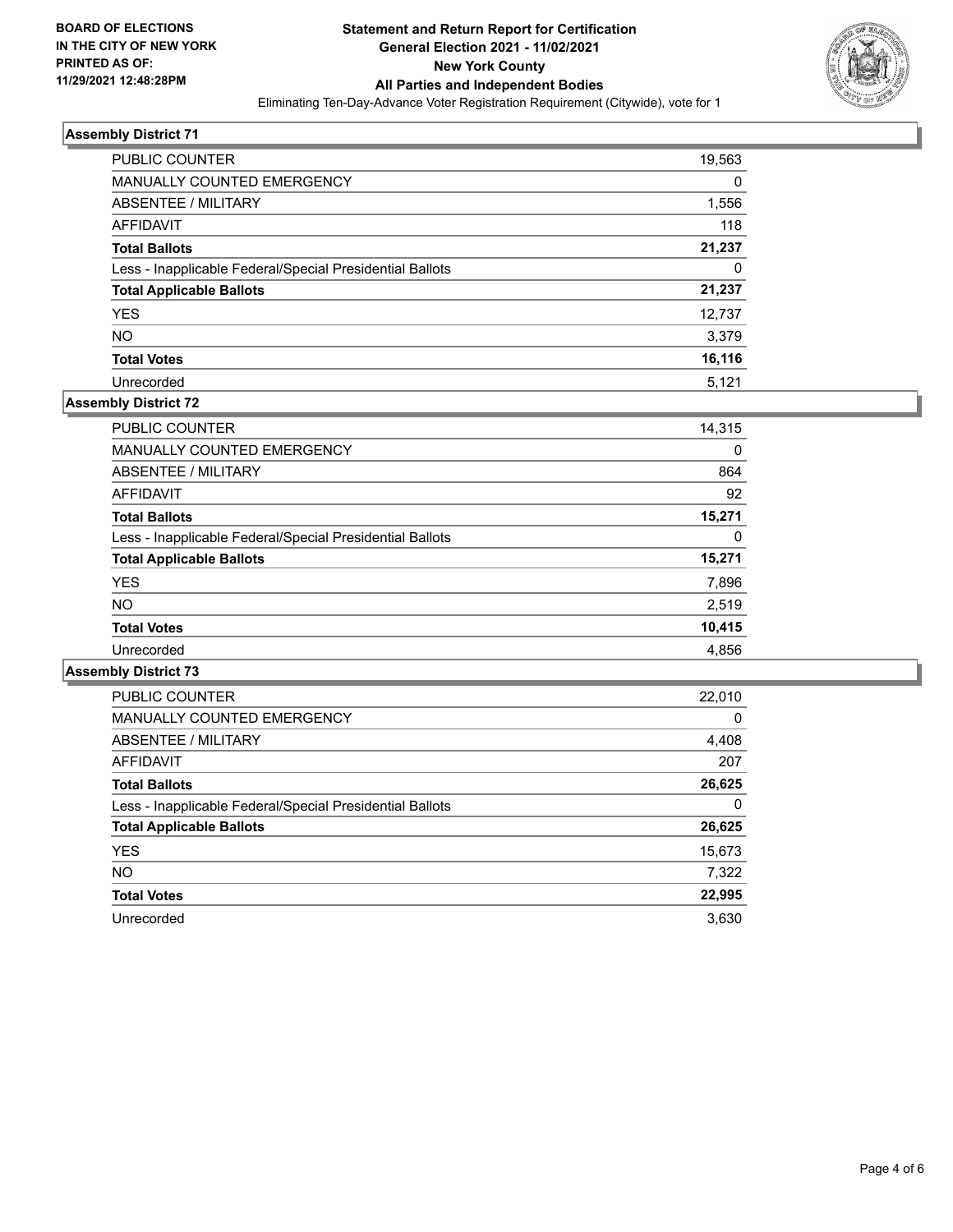BOARD OF ELECTIONS
IN THE CITY OF NEW YORK
PRINTED AS OF:
11/29/2021 12:48:28PM

**Statement and Return Report for Certification**
**General Election 2021 - 11/02/2021**
**New York County**
**All Parties and Independent Bodies**
Eliminating Ten-Day-Advance Voter Registration Requirement (Citywide), vote for 1

### Assembly District 71

| | |
|---|---|
| PUBLIC COUNTER | 19,563 |
| MANUALLY COUNTED EMERGENCY | 0 |
| ABSENTEE / MILITARY | 1,556 |
| AFFIDAVIT | 118 |
| **Total Ballots** | **21,237** |
| Less - Inapplicable Federal/Special Presidential Ballots | 0 |
| **Total Applicable Ballots** | **21,237** |
| YES | 12,737 |
| NO | 3,379 |
| **Total Votes** | **16,116** |
| Unrecorded | 5,121 |

### Assembly District 72

| | |
|---|---|
| PUBLIC COUNTER | 14,315 |
| MANUALLY COUNTED EMERGENCY | 0 |
| ABSENTEE / MILITARY | 864 |
| AFFIDAVIT | 92 |
| **Total Ballots** | **15,271** |
| Less - Inapplicable Federal/Special Presidential Ballots | 0 |
| **Total Applicable Ballots** | **15,271** |
| YES | 7,896 |
| NO | 2,519 |
| **Total Votes** | **10,415** |
| Unrecorded | 4,856 |

### Assembly District 73

| | |
|---|---|
| PUBLIC COUNTER | 22,010 |
| MANUALLY COUNTED EMERGENCY | 0 |
| ABSENTEE / MILITARY | 4,408 |
| AFFIDAVIT | 207 |
| **Total Ballots** | **26,625** |
| Less - Inapplicable Federal/Special Presidential Ballots | 0 |
| **Total Applicable Ballots** | **26,625** |
| YES | 15,673 |
| NO | 7,322 |
| **Total Votes** | **22,995** |
| Unrecorded | 3,630 |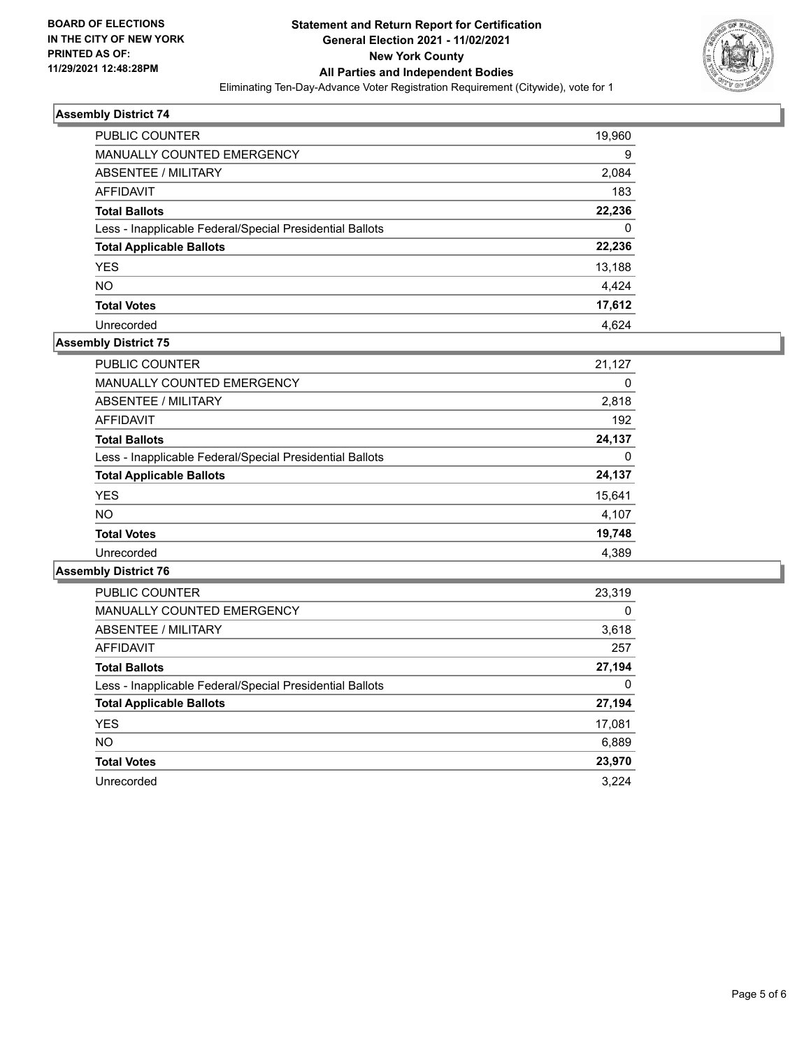BOARD OF ELECTIONS
IN THE CITY OF NEW YORK
PRINTED AS OF:
11/29/2021 12:48:28PM

# Statement and Return Report for Certification
## General Election 2021 - 11/02/2021
## New York County
## All Parties and Independent Bodies

Eliminating Ten-Day-Advance Voter Registration Requirement (Citywide), vote for 1

### Assembly District 74

| | |
|---|---|
| PUBLIC COUNTER | 19,960 |
| MANUALLY COUNTED EMERGENCY | 9 |
| ABSENTEE / MILITARY | 2,084 |
| AFFIDAVIT | 183 |
| **Total Ballots** | **22,236** |
| Less - Inapplicable Federal/Special Presidential Ballots | 0 |
| **Total Applicable Ballots** | **22,236** |
| YES | 13,188 |
| NO | 4,424 |
| **Total Votes** | **17,612** |
| Unrecorded | 4,624 |

### Assembly District 75

| | |
|---|---|
| PUBLIC COUNTER | 21,127 |
| MANUALLY COUNTED EMERGENCY | 0 |
| ABSENTEE / MILITARY | 2,818 |
| AFFIDAVIT | 192 |
| **Total Ballots** | **24,137** |
| Less - Inapplicable Federal/Special Presidential Ballots | 0 |
| **Total Applicable Ballots** | **24,137** |
| YES | 15,641 |
| NO | 4,107 |
| **Total Votes** | **19,748** |
| Unrecorded | 4,389 |

### Assembly District 76

| | |
|---|---|
| PUBLIC COUNTER | 23,319 |
| MANUALLY COUNTED EMERGENCY | 0 |
| ABSENTEE / MILITARY | 3,618 |
| AFFIDAVIT | 257 |
| **Total Ballots** | **27,194** |
| Less - Inapplicable Federal/Special Presidential Ballots | 0 |
| **Total Applicable Ballots** | **27,194** |
| YES | 17,081 |
| NO | 6,889 |
| **Total Votes** | **23,970** |
| Unrecorded | 3,224 |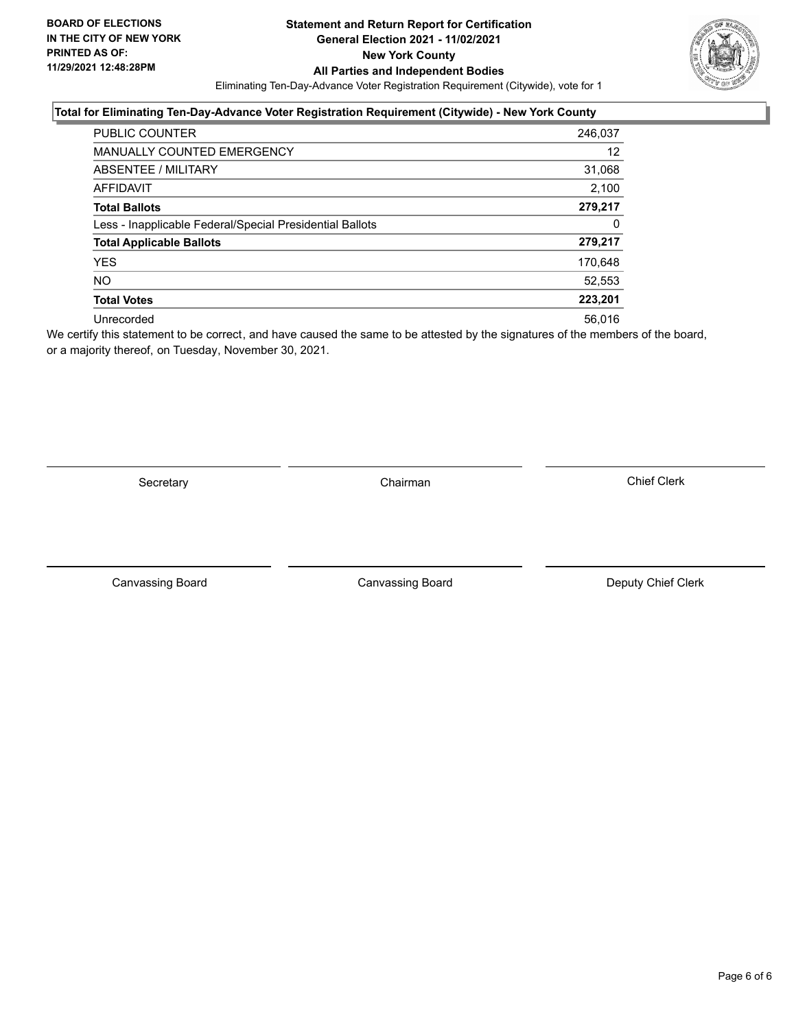**BOARD OF ELECTIONS**
**IN THE CITY OF NEW YORK**
**PRINTED AS OF:**
**11/29/2021 12:48:28PM**

**Statement and Return Report for Certification**
**General Election 2021 - 11/02/2021**
**New York County**
**All Parties and Independent Bodies**

Eliminating Ten-Day-Advance Voter Registration Requirement (Citywide), vote for 1

**Total for Eliminating Ten-Day-Advance Voter Registration Requirement (Citywide) - New York County**

| | |
|---|---|
| PUBLIC COUNTER | 246,037 |
| MANUALLY COUNTED EMERGENCY | 12 |
| ABSENTEE / MILITARY | 31,068 |
| AFFIDAVIT | 2,100 |
| **Total Ballots** | **279,217** |
| Less - Inapplicable Federal/Special Presidential Ballots | 0 |
| **Total Applicable Ballots** | **279,217** |
| YES | 170,648 |
| NO | 52,553 |
| **Total Votes** | **223,201** |
| Unrecorded | 56,016 |

We certify this statement to be correct, and have caused the same to be attested by the signatures of the members of the board, or a majority thereof, on Tuesday, November 30, 2021.

Secretary

Chairman

Chief Clerk

Canvassing Board

Canvassing Board

Deputy Chief Clerk